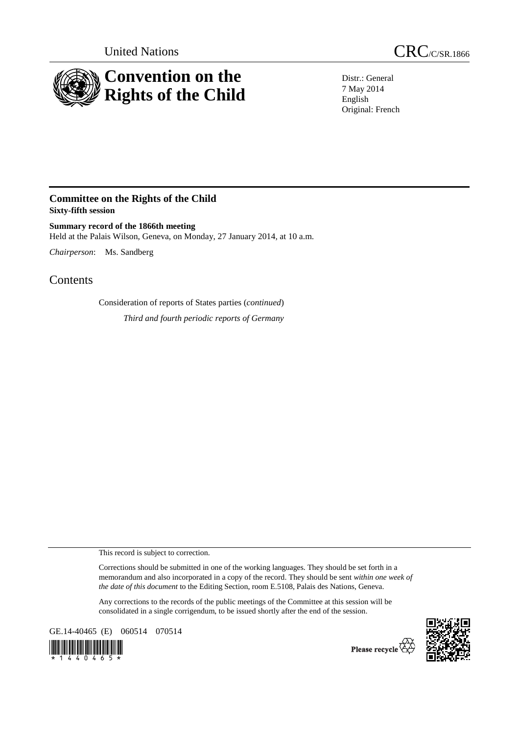United Nations

# CRC/C/SR.1866

# Convention on the Rights of the Child

Distr.: General
7 May 2014
English
Original: French

## Committee on the Rights of the Child
**Sixty-fifth session**

**Summary record of the 1866th meeting**
Held at the Palais Wilson, Geneva, on Monday, 27 January 2014, at 10 a.m.

*Chairperson*: Ms. Sandberg

# Contents

Consideration of reports of States parties (*continued*)

*Third and fourth periodic reports of Germany*

This record is subject to correction.

Corrections should be submitted in one of the working languages. They should be set forth in a memorandum and also incorporated in a copy of the record. They should be sent *within one week of the date of this document* to the Editing Section, room E.5108, Palais des Nations, Geneva.

Any corrections to the records of the public meetings of the Committee at this session will be consolidated in a single corrigendum, to be issued shortly after the end of the session.

GE.14-40465 (E) 060514 070514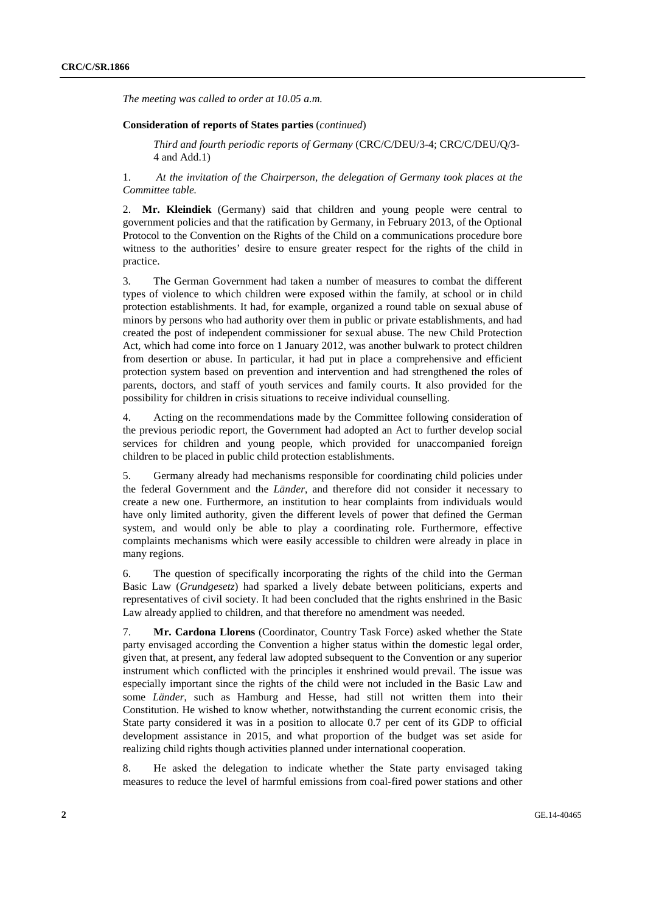*The meeting was called to order at 10.05 a.m.*

**Consideration of reports of States parties** (*continued*)

*Third and fourth periodic reports of Germany* (CRC/C/DEU/3-4; CRC/C/DEU/Q/3-4 and Add.1)

1. *At the invitation of the Chairperson, the delegation of Germany took places at the Committee table.*

2. **Mr. Kleindiek** (Germany) said that children and young people were central to government policies and that the ratification by Germany, in February 2013, of the Optional Protocol to the Convention on the Rights of the Child on a communications procedure bore witness to the authorities' desire to ensure greater respect for the rights of the child in practice.

3. The German Government had taken a number of measures to combat the different types of violence to which children were exposed within the family, at school or in child protection establishments. It had, for example, organized a round table on sexual abuse of minors by persons who had authority over them in public or private establishments, and had created the post of independent commissioner for sexual abuse. The new Child Protection Act, which had come into force on 1 January 2012, was another bulwark to protect children from desertion or abuse. In particular, it had put in place a comprehensive and efficient protection system based on prevention and intervention and had strengthened the roles of parents, doctors, and staff of youth services and family courts. It also provided for the possibility for children in crisis situations to receive individual counselling.

4. Acting on the recommendations made by the Committee following consideration of the previous periodic report, the Government had adopted an Act to further develop social services for children and young people, which provided for unaccompanied foreign children to be placed in public child protection establishments.

5. Germany already had mechanisms responsible for coordinating child policies under the federal Government and the *Länder*, and therefore did not consider it necessary to create a new one. Furthermore, an institution to hear complaints from individuals would have only limited authority, given the different levels of power that defined the German system, and would only be able to play a coordinating role. Furthermore, effective complaints mechanisms which were easily accessible to children were already in place in many regions.

6. The question of specifically incorporating the rights of the child into the German Basic Law (*Grundgesetz*) had sparked a lively debate between politicians, experts and representatives of civil society. It had been concluded that the rights enshrined in the Basic Law already applied to children, and that therefore no amendment was needed.

7. **Mr. Cardona Llorens** (Coordinator, Country Task Force) asked whether the State party envisaged according the Convention a higher status within the domestic legal order, given that, at present, any federal law adopted subsequent to the Convention or any superior instrument which conflicted with the principles it enshrined would prevail. The issue was especially important since the rights of the child were not included in the Basic Law and some *Länder*, such as Hamburg and Hesse, had still not written them into their Constitution. He wished to know whether, notwithstanding the current economic crisis, the State party considered it was in a position to allocate 0.7 per cent of its GDP to official development assistance in 2015, and what proportion of the budget was set aside for realizing child rights though activities planned under international cooperation.

8. He asked the delegation to indicate whether the State party envisaged taking measures to reduce the level of harmful emissions from coal-fired power stations and other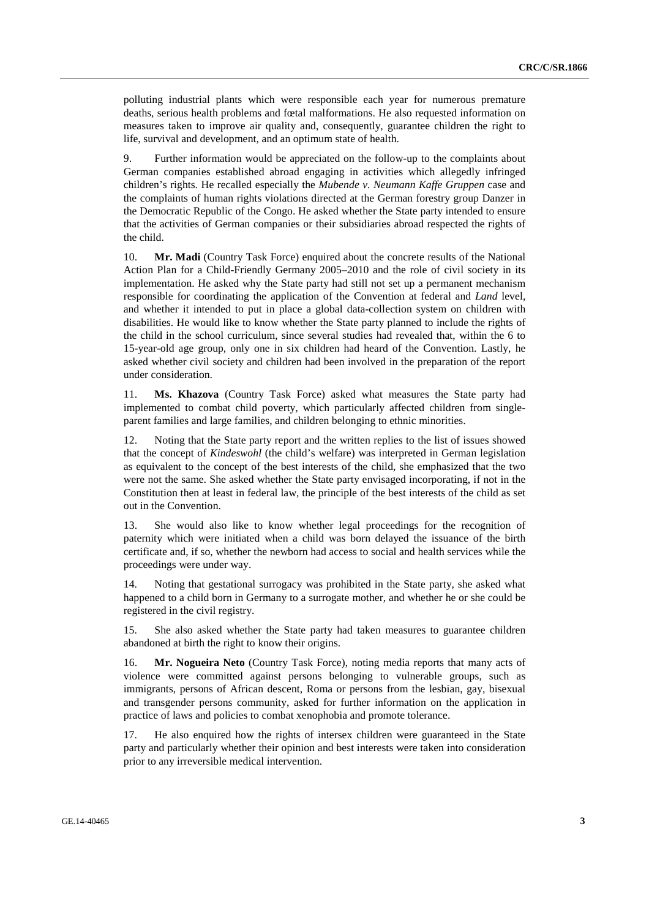polluting industrial plants which were responsible each year for numerous premature deaths, serious health problems and fœtal malformations. He also requested information on measures taken to improve air quality and, consequently, guarantee children the right to life, survival and development, and an optimum state of health.

9. Further information would be appreciated on the follow-up to the complaints about German companies established abroad engaging in activities which allegedly infringed children's rights. He recalled especially the *Mubende v. Neumann Kaffe Gruppen* case and the complaints of human rights violations directed at the German forestry group Danzer in the Democratic Republic of the Congo. He asked whether the State party intended to ensure that the activities of German companies or their subsidiaries abroad respected the rights of the child.

10. **Mr. Madi** (Country Task Force) enquired about the concrete results of the National Action Plan for a Child-Friendly Germany 2005–2010 and the role of civil society in its implementation. He asked why the State party had still not set up a permanent mechanism responsible for coordinating the application of the Convention at federal and *Land* level, and whether it intended to put in place a global data-collection system on children with disabilities. He would like to know whether the State party planned to include the rights of the child in the school curriculum, since several studies had revealed that, within the 6 to 15-year-old age group, only one in six children had heard of the Convention. Lastly, he asked whether civil society and children had been involved in the preparation of the report under consideration.

11. **Ms. Khazova** (Country Task Force) asked what measures the State party had implemented to combat child poverty, which particularly affected children from single-parent families and large families, and children belonging to ethnic minorities.

12. Noting that the State party report and the written replies to the list of issues showed that the concept of *Kindeswohl* (the child's welfare) was interpreted in German legislation as equivalent to the concept of the best interests of the child, she emphasized that the two were not the same. She asked whether the State party envisaged incorporating, if not in the Constitution then at least in federal law, the principle of the best interests of the child as set out in the Convention.

13. She would also like to know whether legal proceedings for the recognition of paternity which were initiated when a child was born delayed the issuance of the birth certificate and, if so, whether the newborn had access to social and health services while the proceedings were under way.

14. Noting that gestational surrogacy was prohibited in the State party, she asked what happened to a child born in Germany to a surrogate mother, and whether he or she could be registered in the civil registry.

15. She also asked whether the State party had taken measures to guarantee children abandoned at birth the right to know their origins.

16. **Mr. Nogueira Neto** (Country Task Force), noting media reports that many acts of violence were committed against persons belonging to vulnerable groups, such as immigrants, persons of African descent, Roma or persons from the lesbian, gay, bisexual and transgender persons community, asked for further information on the application in practice of laws and policies to combat xenophobia and promote tolerance.

17. He also enquired how the rights of intersex children were guaranteed in the State party and particularly whether their opinion and best interests were taken into consideration prior to any irreversible medical intervention.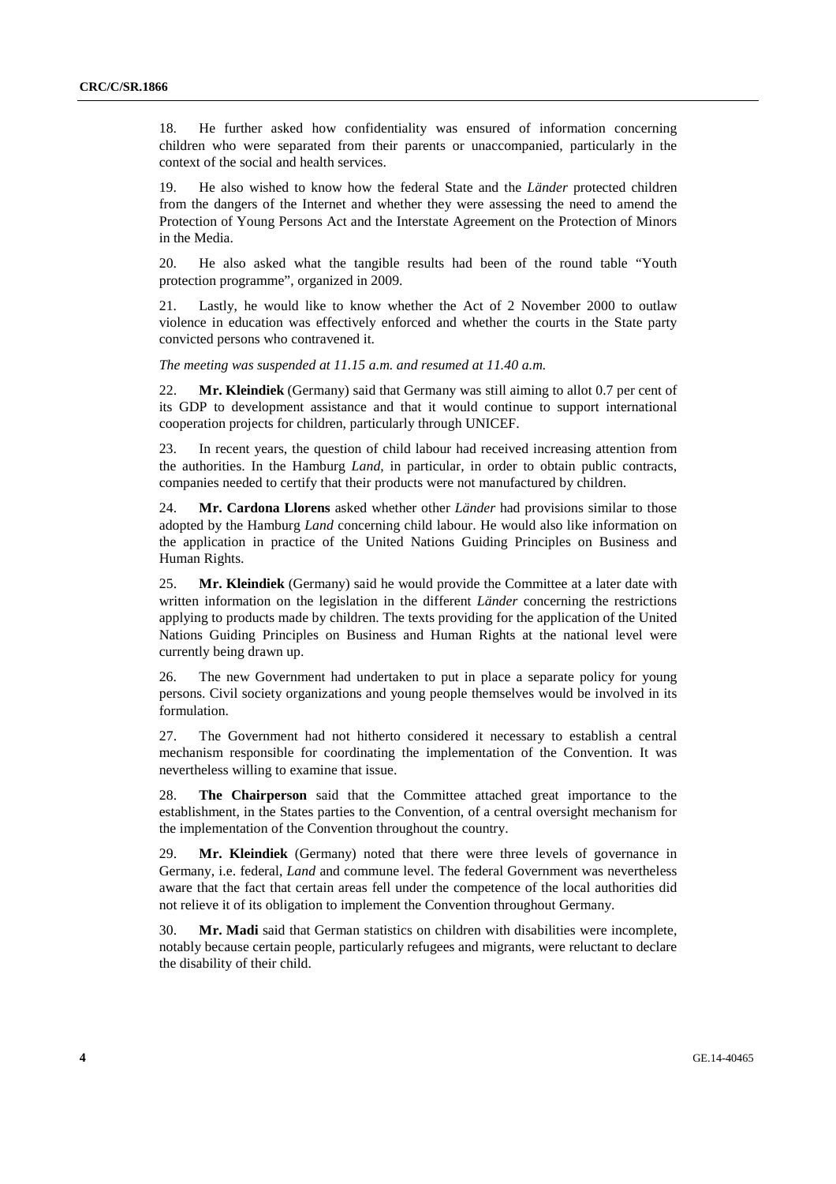18. He further asked how confidentiality was ensured of information concerning children who were separated from their parents or unaccompanied, particularly in the context of the social and health services.

19. He also wished to know how the federal State and the *Länder* protected children from the dangers of the Internet and whether they were assessing the need to amend the Protection of Young Persons Act and the Interstate Agreement on the Protection of Minors in the Media.

20. He also asked what the tangible results had been of the round table "Youth protection programme", organized in 2009.

21. Lastly, he would like to know whether the Act of 2 November 2000 to outlaw violence in education was effectively enforced and whether the courts in the State party convicted persons who contravened it.

*The meeting was suspended at 11.15 a.m. and resumed at 11.40 a.m.*

22. **Mr. Kleindiek** (Germany) said that Germany was still aiming to allot 0.7 per cent of its GDP to development assistance and that it would continue to support international cooperation projects for children, particularly through UNICEF.

23. In recent years, the question of child labour had received increasing attention from the authorities. In the Hamburg *Land*, in particular, in order to obtain public contracts, companies needed to certify that their products were not manufactured by children.

24. **Mr. Cardona Llorens** asked whether other *Länder* had provisions similar to those adopted by the Hamburg *Land* concerning child labour. He would also like information on the application in practice of the United Nations Guiding Principles on Business and Human Rights.

25. **Mr. Kleindiek** (Germany) said he would provide the Committee at a later date with written information on the legislation in the different *Länder* concerning the restrictions applying to products made by children. The texts providing for the application of the United Nations Guiding Principles on Business and Human Rights at the national level were currently being drawn up.

26. The new Government had undertaken to put in place a separate policy for young persons. Civil society organizations and young people themselves would be involved in its formulation.

27. The Government had not hitherto considered it necessary to establish a central mechanism responsible for coordinating the implementation of the Convention. It was nevertheless willing to examine that issue.

28. **The Chairperson** said that the Committee attached great importance to the establishment, in the States parties to the Convention, of a central oversight mechanism for the implementation of the Convention throughout the country.

29. **Mr. Kleindiek** (Germany) noted that there were three levels of governance in Germany, i.e. federal, *Land* and commune level. The federal Government was nevertheless aware that the fact that certain areas fell under the competence of the local authorities did not relieve it of its obligation to implement the Convention throughout Germany.

30. **Mr. Madi** said that German statistics on children with disabilities were incomplete, notably because certain people, particularly refugees and migrants, were reluctant to declare the disability of their child.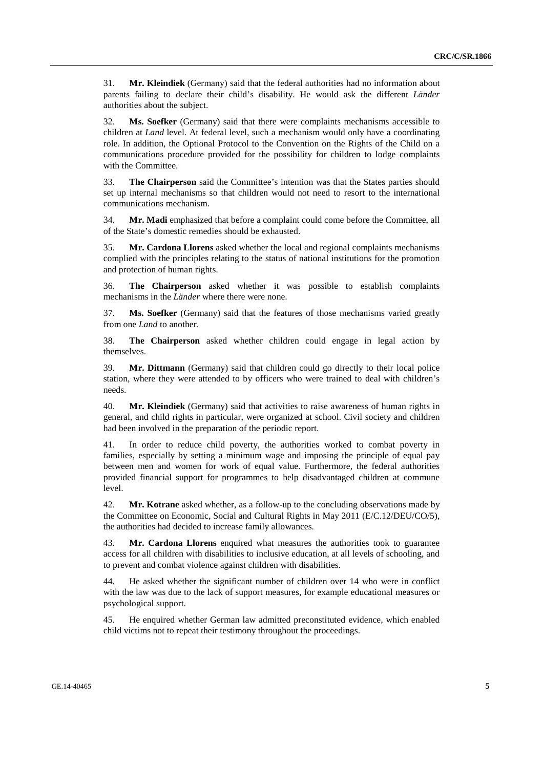31. **Mr. Kleindiek** (Germany) said that the federal authorities had no information about parents failing to declare their child's disability. He would ask the different *Länder* authorities about the subject.

32. **Ms. Soefker** (Germany) said that there were complaints mechanisms accessible to children at *Land* level. At federal level, such a mechanism would only have a coordinating role. In addition, the Optional Protocol to the Convention on the Rights of the Child on a communications procedure provided for the possibility for children to lodge complaints with the Committee.

33. **The Chairperson** said the Committee's intention was that the States parties should set up internal mechanisms so that children would not need to resort to the international communications mechanism.

34. **Mr. Madi** emphasized that before a complaint could come before the Committee, all of the State's domestic remedies should be exhausted.

35. **Mr. Cardona Llorens** asked whether the local and regional complaints mechanisms complied with the principles relating to the status of national institutions for the promotion and protection of human rights.

36. **The Chairperson** asked whether it was possible to establish complaints mechanisms in the *Länder* where there were none.

37. **Ms. Soefker** (Germany) said that the features of those mechanisms varied greatly from one *Land* to another.

38. **The Chairperson** asked whether children could engage in legal action by themselves.

39. **Mr. Dittmann** (Germany) said that children could go directly to their local police station, where they were attended to by officers who were trained to deal with children's needs.

40. **Mr. Kleindiek** (Germany) said that activities to raise awareness of human rights in general, and child rights in particular, were organized at school. Civil society and children had been involved in the preparation of the periodic report.

41. In order to reduce child poverty, the authorities worked to combat poverty in families, especially by setting a minimum wage and imposing the principle of equal pay between men and women for work of equal value. Furthermore, the federal authorities provided financial support for programmes to help disadvantaged children at commune level.

42. **Mr. Kotrane** asked whether, as a follow-up to the concluding observations made by the Committee on Economic, Social and Cultural Rights in May 2011 (E/C.12/DEU/CO/5), the authorities had decided to increase family allowances.

43. **Mr. Cardona Llorens** enquired what measures the authorities took to guarantee access for all children with disabilities to inclusive education, at all levels of schooling, and to prevent and combat violence against children with disabilities.

44. He asked whether the significant number of children over 14 who were in conflict with the law was due to the lack of support measures, for example educational measures or psychological support.

45. He enquired whether German law admitted preconstituted evidence, which enabled child victims not to repeat their testimony throughout the proceedings.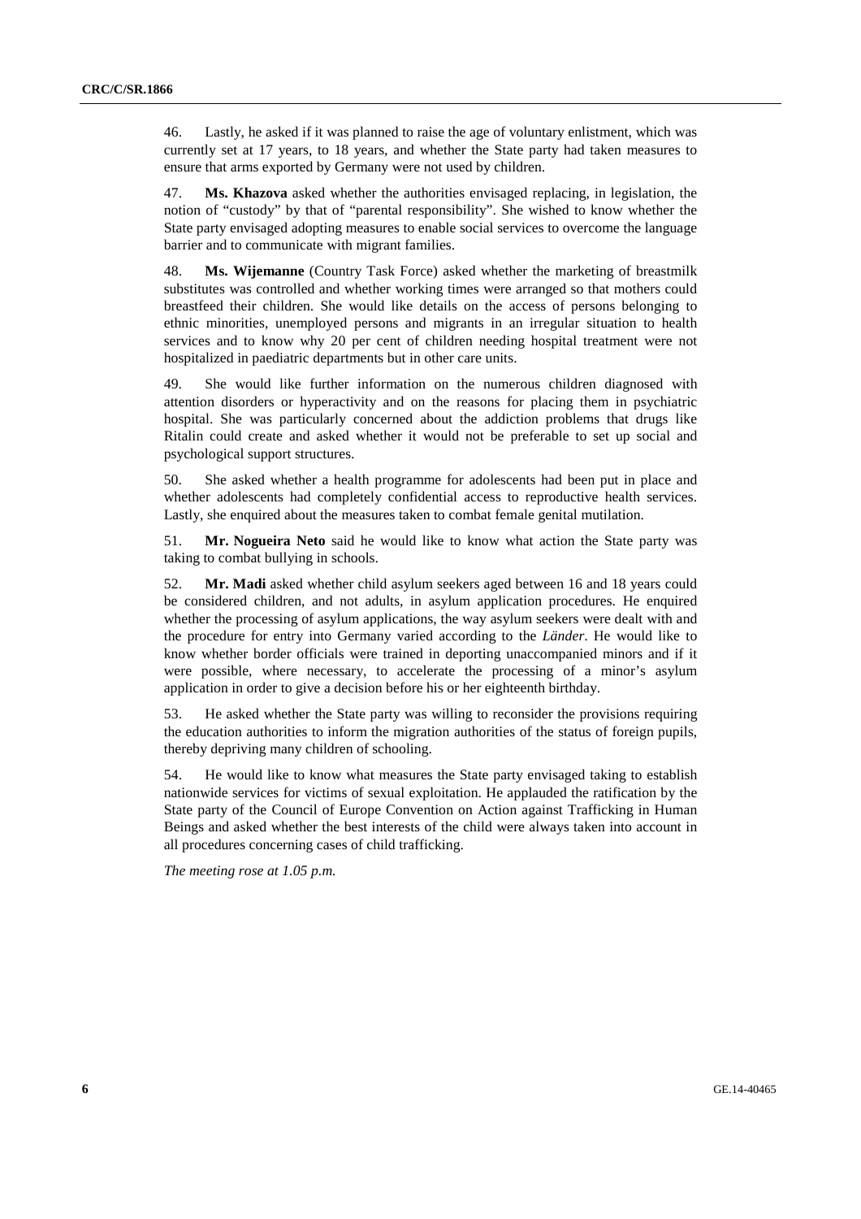46. Lastly, he asked if it was planned to raise the age of voluntary enlistment, which was currently set at 17 years, to 18 years, and whether the State party had taken measures to ensure that arms exported by Germany were not used by children.

47. **Ms. Khazova** asked whether the authorities envisaged replacing, in legislation, the notion of "custody" by that of "parental responsibility". She wished to know whether the State party envisaged adopting measures to enable social services to overcome the language barrier and to communicate with migrant families.

48. **Ms. Wijemanne** (Country Task Force) asked whether the marketing of breastmilk substitutes was controlled and whether working times were arranged so that mothers could breastfeed their children. She would like details on the access of persons belonging to ethnic minorities, unemployed persons and migrants in an irregular situation to health services and to know why 20 per cent of children needing hospital treatment were not hospitalized in paediatric departments but in other care units.

49. She would like further information on the numerous children diagnosed with attention disorders or hyperactivity and on the reasons for placing them in psychiatric hospital. She was particularly concerned about the addiction problems that drugs like Ritalin could create and asked whether it would not be preferable to set up social and psychological support structures.

50. She asked whether a health programme for adolescents had been put in place and whether adolescents had completely confidential access to reproductive health services. Lastly, she enquired about the measures taken to combat female genital mutilation.

51. **Mr. Nogueira Neto** said he would like to know what action the State party was taking to combat bullying in schools.

52. **Mr. Madi** asked whether child asylum seekers aged between 16 and 18 years could be considered children, and not adults, in asylum application procedures. He enquired whether the processing of asylum applications, the way asylum seekers were dealt with and the procedure for entry into Germany varied according to the *Länder*. He would like to know whether border officials were trained in deporting unaccompanied minors and if it were possible, where necessary, to accelerate the processing of a minor's asylum application in order to give a decision before his or her eighteenth birthday.

53. He asked whether the State party was willing to reconsider the provisions requiring the education authorities to inform the migration authorities of the status of foreign pupils, thereby depriving many children of schooling.

54. He would like to know what measures the State party envisaged taking to establish nationwide services for victims of sexual exploitation. He applauded the ratification by the State party of the Council of Europe Convention on Action against Trafficking in Human Beings and asked whether the best interests of the child were always taken into account in all procedures concerning cases of child trafficking.

*The meeting rose at 1.05 p.m.*